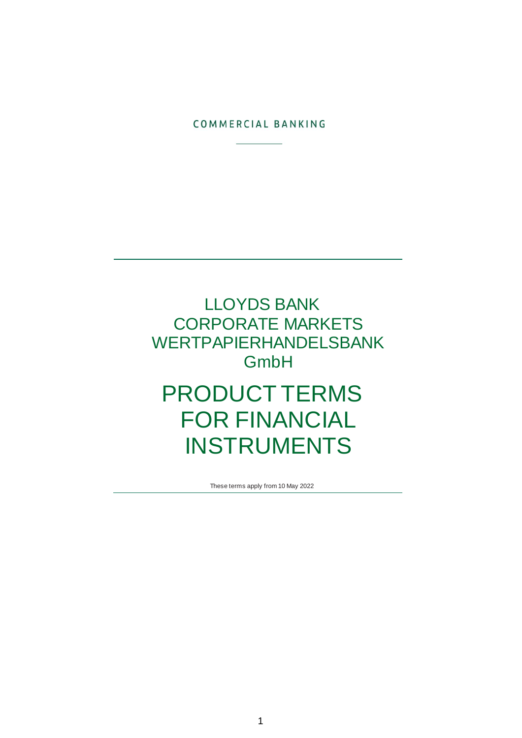COMMERCIAL BANKING

# LLOYDS BANK CORPORATE MARKETS WERTPAPIERHANDELSBANK GmbH

# PRODUCT TERMS FOR FINANCIAL INSTRUMENTS

These terms apply from 10 May 2022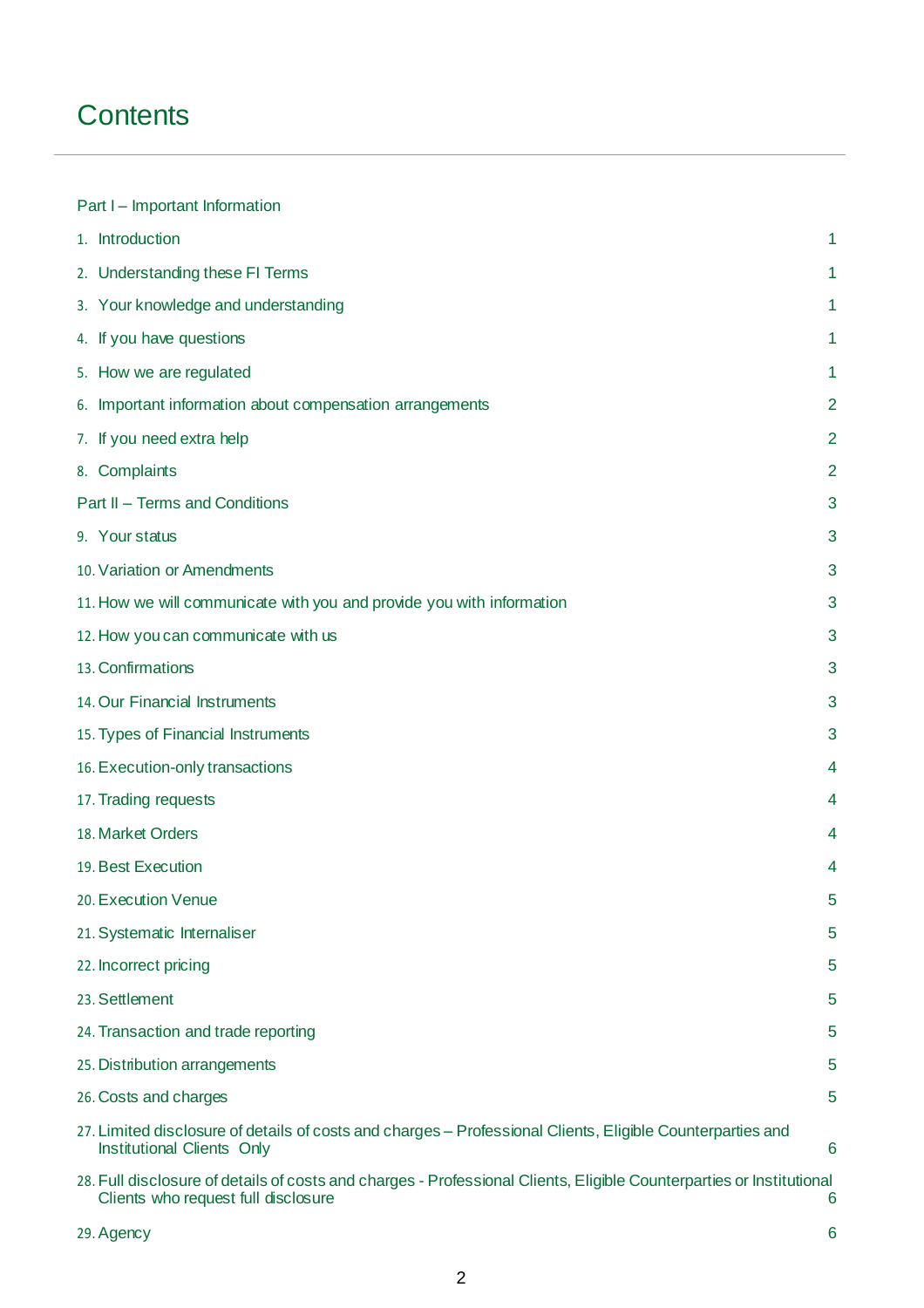# Contents

Part I – Important Information

| | |
|---|---|
| 1. Introduction | 1 |
| 2. Understanding these FI Terms | 1 |
| 3. Your knowledge and understanding | 1 |
| 4. If you have questions | 1 |
| 5. How we are regulated | 1 |
| 6. Important information about compensation arrangements | 2 |
| 7. If you need extra help | 2 |
| 8. Complaints | 2 |
| Part II – Terms and Conditions | 3 |
| 9. Your status | 3 |
| 10. Variation or Amendments | 3 |
| 11. How we will communicate with you and provide you with information | 3 |
| 12. How you can communicate with us | 3 |
| 13. Confirmations | 3 |
| 14. Our Financial Instruments | 3 |
| 15. Types of Financial Instruments | 3 |
| 16. Execution-only transactions | 4 |
| 17. Trading requests | 4 |
| 18. Market Orders | 4 |
| 19. Best Execution | 4 |
| 20. Execution Venue | 5 |
| 21. Systematic Internaliser | 5 |
| 22. Incorrect pricing | 5 |
| 23. Settlement | 5 |
| 24. Transaction and trade reporting | 5 |
| 25. Distribution arrangements | 5 |
| 26. Costs and charges | 5 |
| 27. Limited disclosure of details of costs and charges – Professional Clients, Eligible Counterparties and Institutional Clients Only | 6 |
| 28. Full disclosure of details of costs and charges - Professional Clients, Eligible Counterparties or Institutional Clients who request full disclosure | 6 |
| 29. Agency | 6 |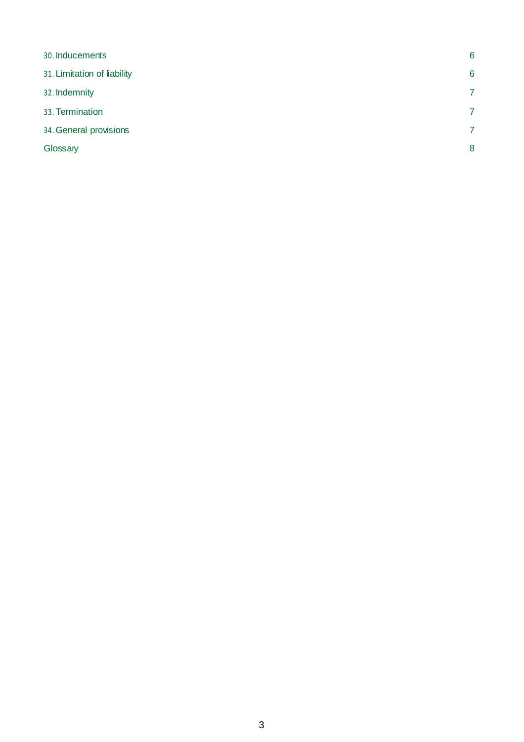| | |
|---|---|
| 30. Inducements | 6 |
| 31. Limitation of liability | 6 |
| 32. Indemnity | 7 |
| 33. Termination | 7 |
| 34. General provisions | 7 |
| Glossary | 8 |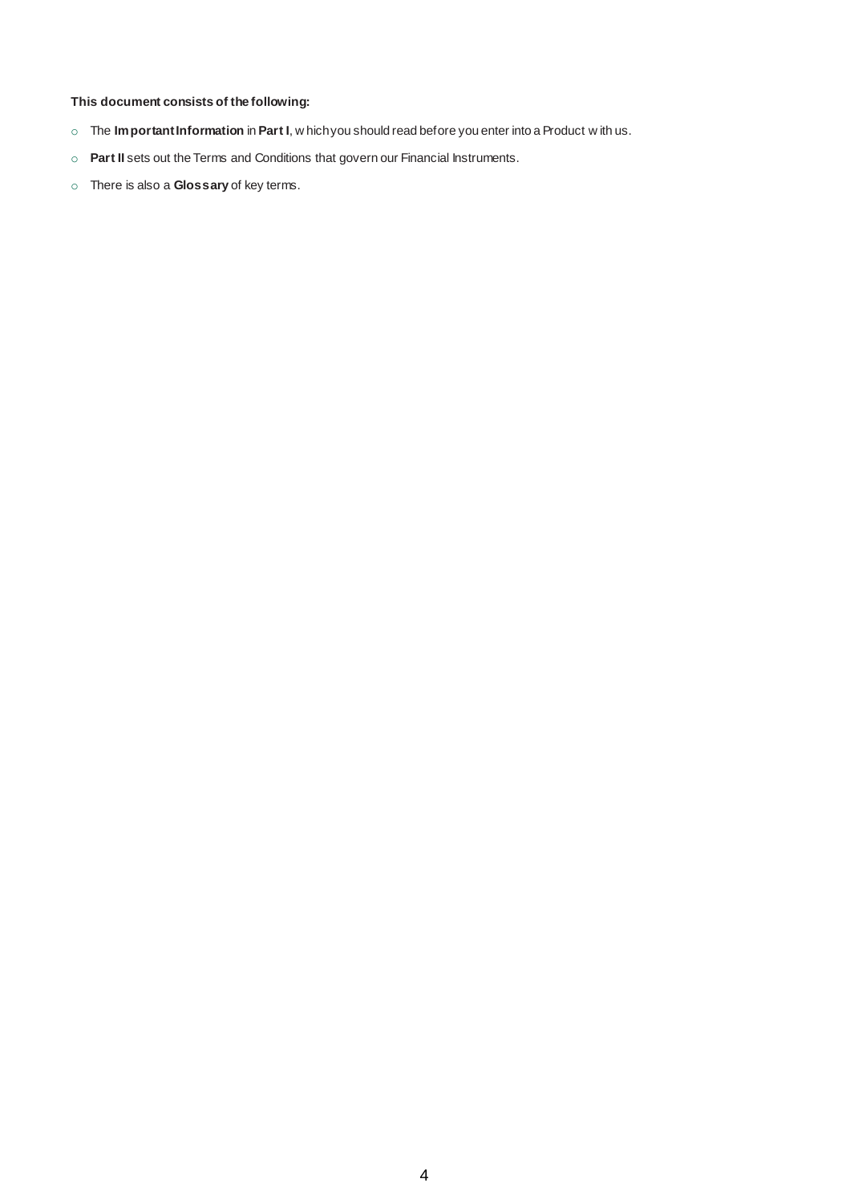**This document consists of the following:**

- The **Important Information** in **Part I**, which you should read before you enter into a Product with us.
- **Part II** sets out the Terms and Conditions that govern our Financial Instruments.
- There is also a **Glossary** of key terms.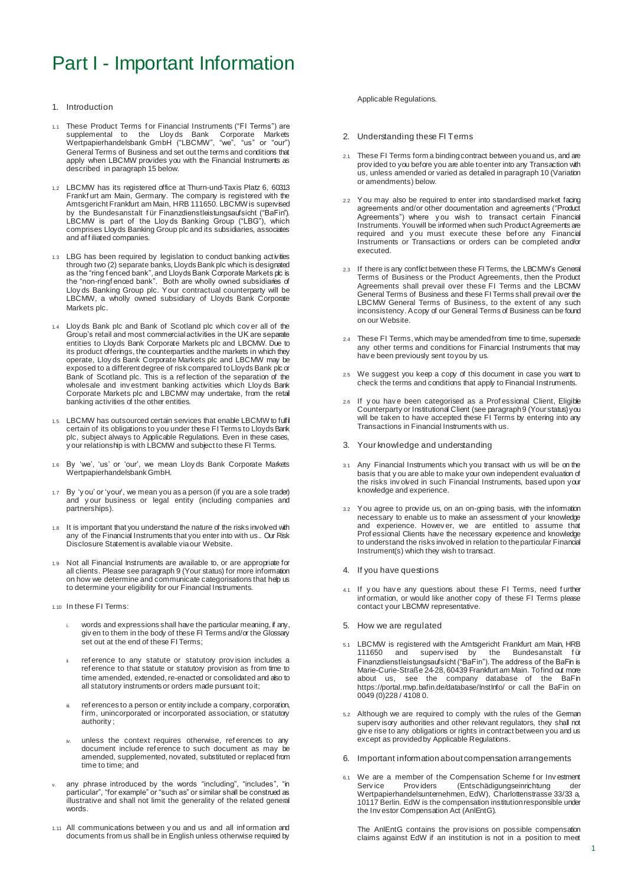# Part I - Important Information

## 1. Introduction

1.1 These Product Terms for Financial Instruments ("FI Terms") are supplemental to the Lloyds Bank Corporate Markets Wertpapierhandelsbank GmbH ("LBCMW", "we", "us" or "our") General Terms of Business and set out the terms and conditions that apply when LBCMW provides you with the Financial Instruments as described in paragraph 15 below.

1.2 LBCMW has its registered office at Thurn-und-Taxis Platz 6, 60313 Frankfurt am Main, Germany. The company is registered with the Amtsgericht Frankfurt am Main, HRB 111650. LBCMW is supervised by the Bundesanstalt für Finanzdienstleistungsaufsicht ("BaFin"). LBCMW is part of the Lloyds Banking Group ("LBG"), which comprises Lloyds Banking Group plc and its subsidiaries, associates and affiliated companies.

1.3 LBG has been required by legislation to conduct banking activities through two (2) separate banks, Lloyds Bank plc which is designated as the "ring fenced bank", and Lloyds Bank Corporate Markets plc is the "non-ringfenced bank". Both are wholly owned subsidiaries of Lloyds Banking Group plc. Your contractual counterparty will be LBCMW, a wholly owned subsidiary of Lloyds Bank Corporate Markets plc.

1.4 Lloyds Bank plc and Bank of Scotland plc which cover all of the Group's retail and most commercial activities in the UK are separate entities to Lloyds Bank Corporate Markets plc and LBCMW. Due to its product offerings, the counterparties and the markets in which they operate, Lloyds Bank Corporate Markets plc and LBCMW may be exposed to a different degree of risk compared to Lloyds Bank plc or Bank of Scotland plc. This is a reflection of the separation of the wholesale and investment banking activities which Lloyds Bank Corporate Markets plc and LBCMW may undertake, from the retail banking activities of the other entities.

1.5 LBCMW has outsourced certain services that enable LBCMW to fulfil certain of its obligations to you under these FI Terms to Lloyds Bank plc, subject always to Applicable Regulations. Even in these cases, your relationship is with LBCMW and subject to these FI Terms.

1.6 By 'we', 'us' or 'our', we mean Lloyds Bank Corporate Markets Wertpapierhandelsbank GmbH.

1.7 By 'you' or 'your', we mean you as a person (if you are a sole trader) and your business or legal entity (including companies and partnerships).

1.8 It is important that you understand the nature of the risks involved with any of the Financial Instruments that you enter into with us.. Our Risk Disclosure Statement is available via our Website.

1.9 Not all Financial Instruments are available to, or are appropriate for all clients. Please see paragraph 9 (Your status) for more information on how we determine and communicate categorisations that help us to determine your eligibility for our Financial Instruments.

1.10 In these FI Terms:

i. words and expressions shall have the particular meaning, if any, given to them in the body of these FI Terms and/or the Glossary set out at the end of these FI Terms;

ii. reference to any statute or statutory provision includes a reference to that statute or statutory provision as from time to time amended, extended, re-enacted or consolidated and also to all statutory instruments or orders made pursuant to it;

iii. references to a person or entity include a company, corporation, firm, unincorporated or incorporated association, or statutory authority;

iv. unless the context requires otherwise, references to any document include reference to such document as may be amended, supplemented, novated, substituted or replaced from time to time; and

v. any phrase introduced by the words "including", "includes", "in particular", "for example" or "such as" or similar shall be construed as illustrative and shall not limit the generality of the related general words.

1.11 All communications between you and us and all information and documents from us shall be in English unless otherwise required by Applicable Regulations.

## 2. Understanding these FI Terms

2.1 These FI Terms form a binding contract between you and us, and are provided to you before you are able to enter into any Transaction with us, unless amended or varied as detailed in paragraph 10 (Variation or amendments) below.

2.2 You may also be required to enter into standardised market facing agreements and/or other documentation and agreements ("Product Agreements") where you wish to transact certain Financial Instruments. You will be informed when such Product Agreements are required and you must execute these before any Financial Instruments or Transactions or orders can be completed and/or executed.

2.3 If there is any conflict between these FI Terms, the LBCMW's General Terms of Business or the Product Agreements, then the Product Agreements shall prevail over these FI Terms and the LBCMW General Terms of Business and these FI Terms shall prevail over the LBCMW General Terms of Business, to the extent of any such inconsistency. A copy of our General Terms of Business can be found on our Website.

2.4 These FI Terms, which may be amended from time to time, supersede any other terms and conditions for Financial Instruments that may have been previously sent to you by us.

2.5 We suggest you keep a copy of this document in case you want to check the terms and conditions that apply to Financial Instruments.

2.6 If you have been categorised as a Professional Client, Eligible Counterparty or Institutional Client (see paragraph 9 (Your status) you will be taken to have accepted these FI Terms by entering into any Transactions in Financial Instruments with us.

## 3. Your knowledge and understanding

3.1 Any Financial Instruments which you transact with us will be on the basis that you are able to make your own independent evaluation of the risks involved in such Financial Instruments, based upon your knowledge and experience.

3.2 You agree to provide us, on an on-going basis, with the information necessary to enable us to make an assessment of your knowledge and experience. However, we are entitled to assume that Professional Clients have the necessary experience and knowledge to understand the risks involved in relation to the particular Financial Instrument(s) which they wish to transact.

## 4. If you have questions

4.1 If you have any questions about these FI Terms, need further information, or would like another copy of these FI Terms please contact your LBCMW representative.

## 5. How we are regulated

5.1 LBCMW is registered with the Amtsgericht Frankfurt am Main, HRB 111650 and supervised by the Bundesanstalt für Finanzdienstleistungsaufsicht ("BaFin"). The address of the BaFin is Marie-Curie-Straße 24-28, 60439 Frankfurt am Main. To find out more about us, see the company database of the BaFin https://portal.mvp.bafin.de/database/InstInfo/ or call the BaFin on 0049 (0)228 / 4108 0.

5.2 Although we are required to comply with the rules of the German supervisory authorities and other relevant regulators, they shall not give rise to any obligations or rights in contract between you and us except as provided by Applicable Regulations.

## 6. Important information about compensation arrangements

6.1 We are a member of the Compensation Scheme for Investment Service Providers (Entschädigungseinrichtung der Wertpapierhandelsunternehmen, EdW), Charlottenstrasse 33/33 a, 10117 Berlin. EdW is the compensation institution responsible under the Investor Compensation Act (AnlEntG).

The AnlEntG contains the provisions on possible compensation claims against EdW if an institution is not in a position to meet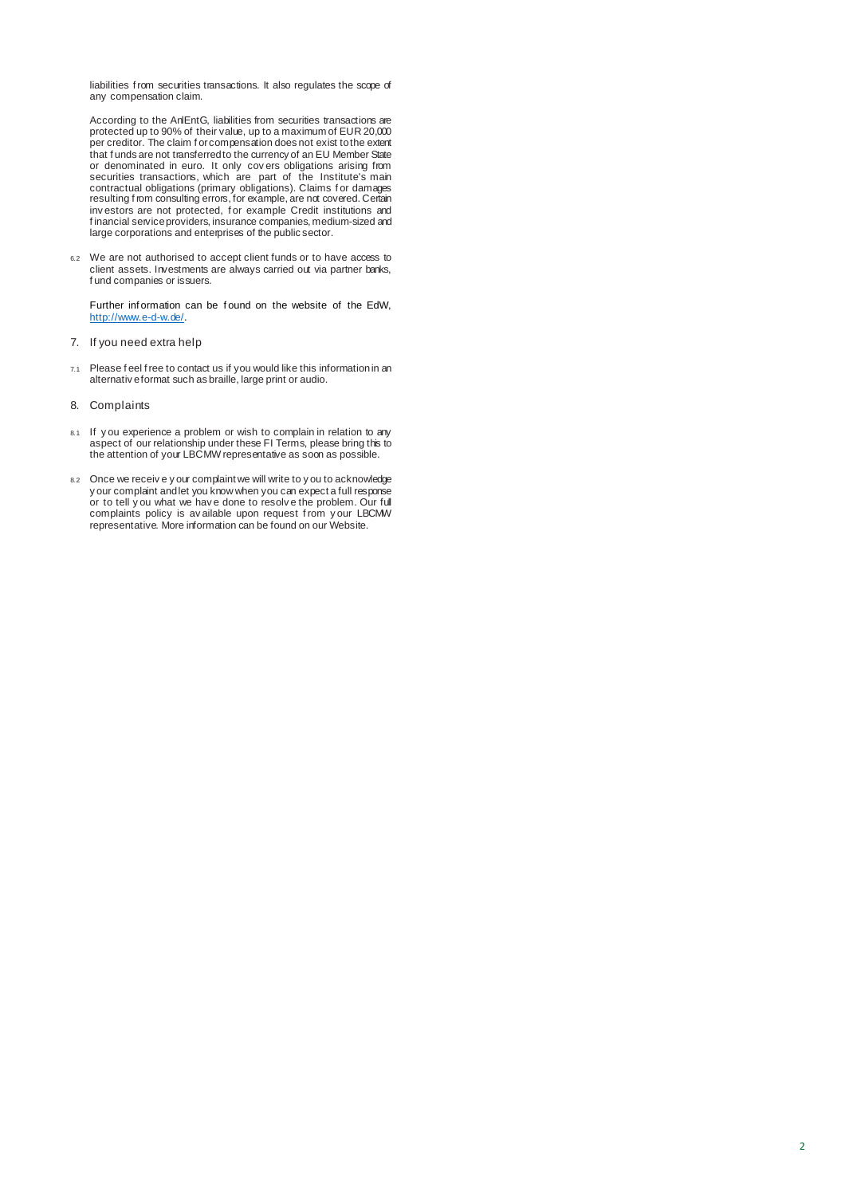liabilities from securities transactions. It also regulates the scope of any compensation claim.

According to the AnlEntG, liabilities from securities transactions are protected up to 90% of their value, up to a maximum of EUR 20,000 per creditor. The claim for compensation does not exist to the extent that funds are not transferred to the currency of an EU Member State or denominated in euro. It only covers obligations arising from securities transactions, which are part of the Institute's main contractual obligations (primary obligations). Claims for damages resulting from consulting errors, for example, are not covered. Certain investors are not protected, for example Credit institutions and financial service providers, insurance companies, medium-sized and large corporations and enterprises of the public sector.

6.2 We are not authorised to accept client funds or to have access to client assets. Investments are always carried out via partner banks, fund companies or issuers.

Further information can be found on the website of the EdW, http://www.e-d-w.de/.

## 7. If you need extra help

7.1 Please feel free to contact us if you would like this information in an alternative format such as braille, large print or audio.

## 8. Complaints

8.1 If you experience a problem or wish to complain in relation to any aspect of our relationship under these FI Terms, please bring this to the attention of your LBCMW representative as soon as possible.

8.2 Once we receive your complaint we will write to you to acknowledge your complaint and let you know when you can expect a full response or to tell you what we have done to resolve the problem. Our full complaints policy is available upon request from your LBCMW representative. More information can be found on our Website.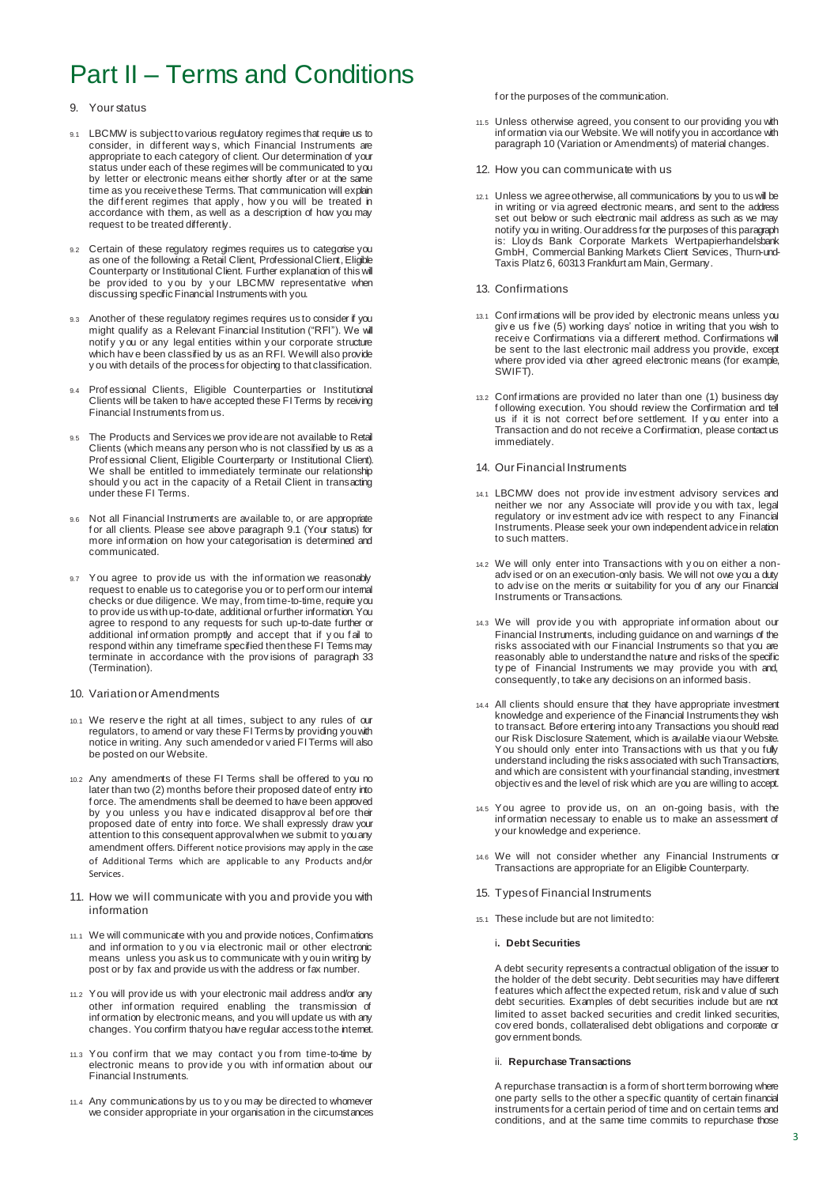# Part II – Terms and Conditions

## 9. Your status

9.1 LBCMW is subject to various regulatory regimes that require us to consider, in different ways, which Financial Instruments are appropriate to each category of client. Our determination of your status under each of these regimes will be communicated to you by letter or electronic means either shortly after or at the same time as you receive these Terms. That communication will explain the different regimes that apply, how you will be treated in accordance with them, as well as a description of how you may request to be treated differently.

9.2 Certain of these regulatory regimes requires us to categorise you as one of the following: a Retail Client, Professional Client, Eligible Counterparty or Institutional Client. Further explanation of this will be provided to you by your LBCMW representative when discussing specific Financial Instruments with you.

9.3 Another of these regulatory regimes requires us to consider if you might qualify as a Relevant Financial Institution ("RFI"). We will notify you or any legal entities within your corporate structure which have been classified by us as an RFI. We will also provide you with details of the process for objecting to that classification.

9.4 Professional Clients, Eligible Counterparties or Institutional Clients will be taken to have accepted these FI Terms by receiving Financial Instruments from us.

9.5 The Products and Services we provide are not available to Retail Clients (which means any person who is not classified by us as a Professional Client, Eligible Counterparty or Institutional Client). We shall be entitled to immediately terminate our relationship should you act in the capacity of a Retail Client in transacting under these FI Terms.

9.6 Not all Financial Instruments are available to, or are appropriate for all clients. Please see above paragraph 9.1 (Your status) for more information on how your categorisation is determined and communicated.

9.7 You agree to provide us with the information we reasonably request to enable us to categorise you or to perform our internal checks or due diligence. We may, from time-to-time, require you to provide us with up-to-date, additional or further information. You agree to respond to any requests for such up-to-date further or additional information promptly and accept that if you fail to respond within any timeframe specified then these FI Terms may terminate in accordance with the provisions of paragraph 33 (Termination).

## 10. Variation or Amendments

10.1 We reserve the right at all times, subject to any rules of our regulators, to amend or vary these FI Terms by providing you with notice in writing. Any such amended or varied FI Terms will also be posted on our Website.

10.2 Any amendments of these FI Terms shall be offered to you no later than two (2) months before their proposed date of entry into force. The amendments shall be deemed to have been approved by you unless you have indicated disapproval before their proposed date of entry into force. We shall expressly draw your attention to this consequent approval when we submit to you any amendment offers. Different notice provisions may apply in the case of Additional Terms which are applicable to any Products and/or Services.

## 11. How we will communicate with you and provide you with information

11.1 We will communicate with you and provide notices, Confirmations and information to you via electronic mail or other electronic means unless you ask us to communicate with you in writing by post or by fax and provide us with the address or fax number.

11.2 You will provide us with your electronic mail address and/or any other information required enabling the transmission of information by electronic means, and you will update us with any changes. You confirm that you have regular access to the internet.

11.3 You confirm that we may contact you from time-to-time by electronic means to provide you with information about our Financial Instruments.

11.4 Any communications by us to you may be directed to whomever we consider appropriate in your organisation in the circumstances for the purposes of the communication.

11.5 Unless otherwise agreed, you consent to our providing you with information via our Website. We will notify you in accordance with paragraph 10 (Variation or Amendments) of material changes.

## 12. How you can communicate with us

12.1 Unless we agree otherwise, all communications by you to us will be in writing or via agreed electronic means, and sent to the address set out below or such electronic mail address as such as we may notify you in writing. Our address for the purposes of this paragraph is: Lloyds Bank Corporate Markets Wertpapierhandelsbank GmbH, Commercial Banking Markets Client Services, Thurn-und-Taxis Platz 6, 60313 Frankfurt am Main, Germany.

## 13. Confirmations

13.1 Confirmations will be provided by electronic means unless you give us five (5) working days' notice in writing that you wish to receive Confirmations via a different method. Confirmations will be sent to the last electronic mail address you provide, except where provided via other agreed electronic means (for example, SWIFT).

13.2 Confirmations are provided no later than one (1) business day following execution. You should review the Confirmation and tell us if it is not correct before settlement. If you enter into a Transaction and do not receive a Confirmation, please contact us immediately.

## 14. Our Financial Instruments

14.1 LBCMW does not provide investment advisory services and neither we nor any Associate will provide you with tax, legal regulatory or investment advice with respect to any Financial Instruments. Please seek your own independent advice in relation to such matters.

14.2 We will only enter into Transactions with you on either a non-advised or on an execution-only basis. We will not owe you a duty to advise on the merits or suitability for you of any our Financial Instruments or Transactions.

14.3 We will provide you with appropriate information about our Financial Instruments, including guidance on and warnings of the risks associated with our Financial Instruments so that you are reasonably able to understand the nature and risks of the specific type of Financial Instruments we may provide you with and, consequently, to take any decisions on an informed basis.

14.4 All clients should ensure that they have appropriate investment knowledge and experience of the Financial Instruments they wish to transact. Before entering into any Transactions you should read our Risk Disclosure Statement, which is available via our Website. You should only enter into Transactions with us that you fully understand including the risks associated with such Transactions, and which are consistent with your financial standing, investment objectives and the level of risk which are you are willing to accept.

14.5 You agree to provide us, on an on-going basis, with the information necessary to enable us to make an assessment of your knowledge and experience.

14.6 We will not consider whether any Financial Instruments or Transactions are appropriate for an Eligible Counterparty.

## 15. Types of Financial Instruments

15.1 These include but are not limited to:

i. **Debt Securities**

A debt security represents a contractual obligation of the issuer to the holder of the debt security. Debt securities may have different features which affect the expected return, risk and value of such debt securities. Examples of debt securities include but are not limited to asset backed securities and credit linked securities, covered bonds, collateralised debt obligations and corporate or government bonds.

ii. **Repurchase Transactions**

A repurchase transaction is a form of short term borrowing where one party sells to the other a specific quantity of certain financial instruments for a certain period of time and on certain terms and conditions, and at the same time commits to repurchase those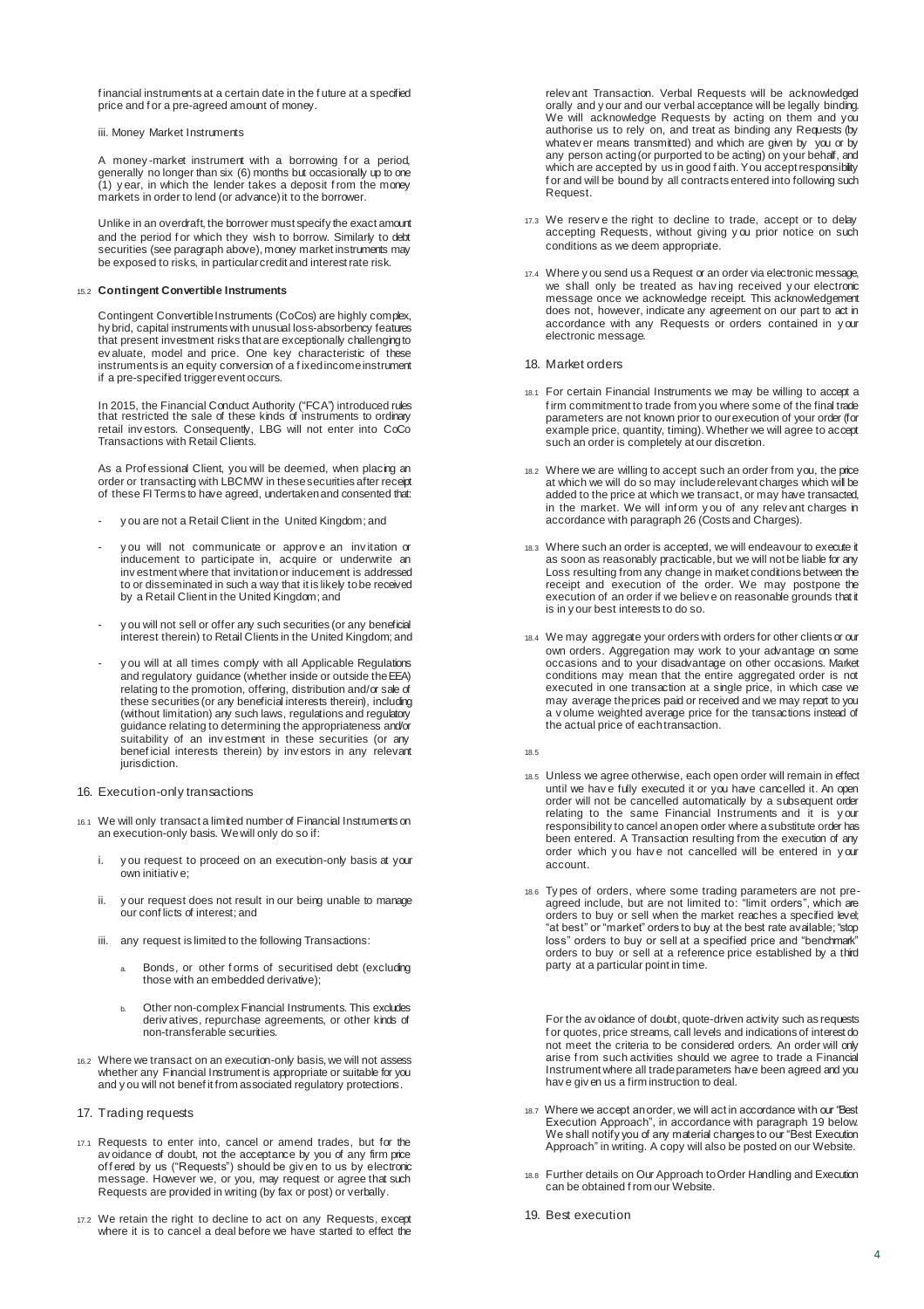financial instruments at a certain date in the future at a specified price and for a pre-agreed amount of money.

iii. Money Market Instruments

A money-market instrument with a borrowing for a period, generally no longer than six (6) months but occasionally up to one (1) year, in which the lender takes a deposit from the money markets in order to lend (or advance) it to the borrower.

Unlike in an overdraft, the borrower must specify the exact amount and the period for which they wish to borrow. Similarly to debt securities (see paragraph above), money market instruments may be exposed to risks, in particular credit and interest rate risk.

15.2 **Contingent Convertible Instruments**

Contingent Convertible Instruments (CoCos) are highly complex, hybrid, capital instruments with unusual loss-absorbency features that present investment risks that are exceptionally challenging to evaluate, model and price. One key characteristic of these instruments is an equity conversion of a fixed income instrument if a pre-specified trigger event occurs.

In 2015, the Financial Conduct Authority ("FCA") introduced rules that restricted the sale of these kinds of instruments to ordinary retail investors. Consequently, LBG will not enter into CoCo Transactions with Retail Clients.

As a Professional Client, you will be deemed, when placing an order or transacting with LBCMW in these securities after receipt of these FI Terms to have agreed, undertaken and consented that:

- you are not a Retail Client in the United Kingdom; and
- you will not communicate or approve an invitation or inducement to participate in, acquire or underwrite an investment where that invitation or inducement is addressed to or disseminated in such a way that it is likely to be received by a Retail Client in the United Kingdom; and
- you will not sell or offer any such securities (or any beneficial interest therein) to Retail Clients in the United Kingdom; and
- you will at all times comply with all Applicable Regulations and regulatory guidance (whether inside or outside the EEA) relating to the promotion, offering, distribution and/or sale of these securities (or any beneficial interests therein), including (without limitation) any such laws, regulations and regulatory guidance relating to determining the appropriateness and/or suitability of an investment in these securities (or any beneficial interests therein) by investors in any relevant jurisdiction.

## 16. Execution-only transactions

16.1 We will only transact a limited number of Financial Instruments on an execution-only basis. We will only do so if:

i. you request to proceed on an execution-only basis at your own initiative;

ii. your request does not result in our being unable to manage our conflicts of interest; and

iii. any request is limited to the following Transactions:

a. Bonds, or other forms of securitised debt (excluding those with an embedded derivative);

b. Other non-complex Financial Instruments. This excludes derivatives, repurchase agreements, or other kinds of non-transferable securities.

16.2 Where we transact on an execution-only basis, we will not assess whether any Financial Instrument is appropriate or suitable for you and you will not benefit from associated regulatory protections.

## 17. Trading requests

17.1 Requests to enter into, cancel or amend trades, but for the avoidance of doubt, not the acceptance by you of any firm price offered by us ("Requests") should be given to us by electronic message. However we, or you, may request or agree that such Requests are provided in writing (by fax or post) or verbally.

17.2 We retain the right to decline to act on any Requests, except where it is to cancel a deal before we have started to effect the relevant Transaction. Verbal Requests will be acknowledged orally and your and our verbal acceptance will be legally binding. We will acknowledge Requests by acting on them and you authorise us to rely on, and treat as binding any Requests (by whatever means transmitted) and which are given by you or by any person acting (or purported to be acting) on your behalf, and which are accepted by us in good faith. You accept responsibility for and will be bound by all contracts entered into following such Request.

17.3 We reserve the right to decline to trade, accept or to delay accepting Requests, without giving you prior notice on such conditions as we deem appropriate.

17.4 Where you send us a Request or an order via electronic message, we shall only be treated as having received your electronic message once we acknowledge receipt. This acknowledgement does not, however, indicate any agreement on our part to act in accordance with any Requests or orders contained in your electronic message.

## 18. Market orders

18.1 For certain Financial Instruments we may be willing to accept a firm commitment to trade from you where some of the final trade parameters are not known prior to our execution of your order (for example price, quantity, timing). Whether we will agree to accept such an order is completely at our discretion.

18.2 Where we are willing to accept such an order from you, the price at which we will do so may include relevant charges which will be added to the price at which we transact, or may have transacted, in the market. We will inform you of any relevant charges in accordance with paragraph 26 (Costs and Charges).

18.3 Where such an order is accepted, we will endeavour to execute it as soon as reasonably practicable, but we will not be liable for any Loss resulting from any change in market conditions between the receipt and execution of the order. We may postpone the execution of an order if we believe on reasonable grounds that it is in your best interests to do so.

18.4 We may aggregate your orders with orders for other clients or our own orders. Aggregation may work to your advantage on some occasions and to your disadvantage on other occasions. Market conditions may mean that the entire aggregated order is not executed in one transaction at a single price, in which case we may average the prices paid or received and we may report to you a volume weighted average price for the transactions instead of the actual price of each transaction.

18.5

18.5 Unless we agree otherwise, each open order will remain in effect until we have fully executed it or you have cancelled it. An open order will not be cancelled automatically by a subsequent order relating to the same Financial Instruments and it is your responsibility to cancel an open order where a substitute order has been entered. A Transaction resulting from the execution of any order which you have not cancelled will be entered in your account.

18.6 Types of orders, where some trading parameters are not pre-agreed include, but are not limited to: "limit orders", which are orders to buy or sell when the market reaches a specified level; "at best" or "market" orders to buy at the best rate available; "stop loss" orders to buy or sell at a specified price and "benchmark" orders to buy or sell at a reference price established by a third party at a particular point in time.

For the avoidance of doubt, quote-driven activity such as requests for quotes, price streams, call levels and indications of interest do not meet the criteria to be considered orders. An order will only arise from such activities should we agree to trade a Financial Instrument where all trade parameters have been agreed and you have given us a firm instruction to deal.

18.7 Where we accept an order, we will act in accordance with our "Best Execution Approach", in accordance with paragraph 19 below. We shall notify you of any material changes to our "Best Execution Approach" in writing. A copy will also be posted on our Website.

18.8 Further details on Our Approach to Order Handling and Execution can be obtained from our Website.

## 19. Best execution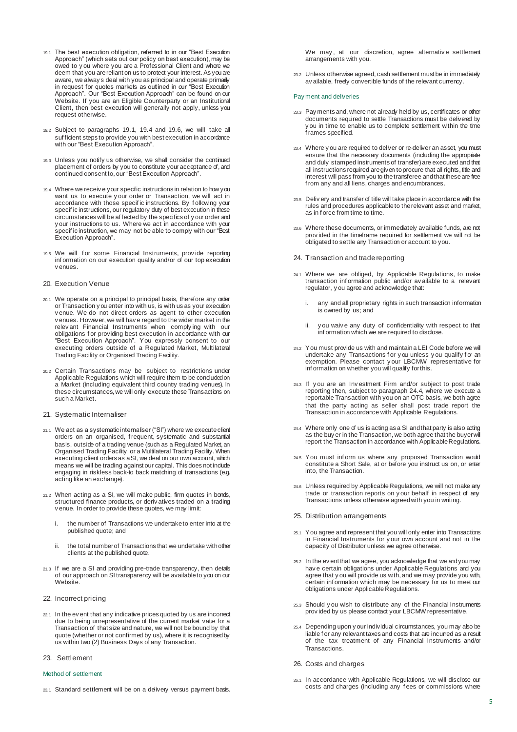19.1 The best execution obligation, referred to in our "Best Execution Approach" (which sets out our policy on best execution), may be owed to you where you are a Professional Client and where we deem that you are reliant on us to protect your interest. As you are aware, we always deal with you as principal and operate primarily in request for quotes markets as outlined in our "Best Execution Approach". Our "Best Execution Approach" can be found on our Website. If you are an Eligible Counterparty or an Institutional Client, then best execution will generally not apply, unless you request otherwise.

19.2 Subject to paragraphs 19.1, 19.4 and 19.6, we will take all sufficient steps to provide you with best execution in accordance with our "Best Execution Approach".

19.3 Unless you notify us otherwise, we shall consider the continued placement of orders by you to constitute your acceptance of, and continued consent to, our "Best Execution Approach".

19.4 Where we receive your specific instructions in relation to how you want us to execute your order or Transaction, we will act in accordance with those specific instructions. By following your specific instructions, our regulatory duty of best execution in these circumstances will be affected by the specifics of your order and your instructions to us. Where we act in accordance with your specific instruction, we may not be able to comply with our "Best Execution Approach".

19.5. We will for some Financial Instruments, provide reporting information on our execution quality and/or of our top execution venues.

## 20. Execution Venue

20.1 We operate on a principal to principal basis, therefore any order or Transaction you enter into with us, is with us as your execution venue. We do not direct orders as agent to other execution venues. However, we will have regard to the wider market in the relevant Financial Instruments when complying with our obligations for providing best execution in accordance with our "Best Execution Approach". You expressly consent to our executing orders outside of a Regulated Market, Multilateral Trading Facility or Organised Trading Facility.

20.2 Certain Transactions may be subject to restrictions under Applicable Regulations which will require them to be concluded on a Market (including equivalent third country trading venues). In these circumstances, we will only execute these Transactions on such a Market.

## 21. Systematic Internaliser

21.1 We act as a systematic internaliser ("SI") where we execute client orders on an organised, frequent, systematic and substantial basis, outside of a trading venue (such as a Regulated Market, an Organised Trading Facility or a Multilateral Trading Facility. When executing client orders as a SI, we deal on our own account, which means we will be trading against our capital. This does not include engaging in riskless back-to back matching of transactions (e.g. acting like an exchange).

21.2 When acting as a SI, we will make public, firm quotes in bonds, structured finance products, or derivatives traded on a trading venue. In order to provide these quotes, we may limit:

i. the number of Transactions we undertake to enter into at the published quote; and

ii. the total number of Transactions that we undertake with other clients at the published quote.

21.3 If we are a SI and providing pre-trade transparency, then details of our approach on SI transparency will be available to you on our Website.

## 22. Incorrect pricing

22.1 In the event that any indicative prices quoted by us are incorrect due to being unrepresentative of the current market value for a Transaction of that size and nature, we will not be bound by that quote (whether or not confirmed by us), where it is recognised by us within two (2) Business Days of any Transaction.

## 23. Settlement

### Method of settlement

23.1 Standard settlement will be on a delivery versus payment basis. We may, at our discretion, agree alternative settlement arrangements with you.

23.2 Unless otherwise agreed, cash settlement must be in immediately available, freely convertible funds of the relevant currency.

### Payment and deliveries

23.3 Payments and, where not already held by us, certificates or other documents required to settle Transactions must be delivered by you in time to enable us to complete settlement within the time frames specified.

23.4 Where you are required to deliver or re-deliver an asset, you must ensure that the necessary documents (including the appropriate and duly stamped instruments of transfer) are executed and that all instructions required are given to procure that all rights, title and interest will pass from you to the transferee and that these are free from any and all liens, charges and encumbrances.

23.5 Delivery and transfer of title will take place in accordance with the rules and procedures applicable to the relevant asset and market, as in force from time to time.

23.6 Where these documents, or immediately available funds, are not provided in the timeframe required for settlement we will not be obligated to settle any Transaction or account to you.

## 24. Transaction and trade reporting

24.1 Where we are obliged, by Applicable Regulations, to make transaction information public and/or available to a relevant regulator, you agree and acknowledge that:

i. any and all proprietary rights in such transaction information is owned by us; and

ii. you waive any duty of confidentiality with respect to that information which we are required to disclose.

24.2 You must provide us with and maintain a LEI Code before we will undertake any Transactions for you unless you qualify for an exemption. Please contact your LBCMW representative for information on whether you will qualify for this.

24.3 If you are an Investment Firm and/or subject to post trade reporting then, subject to paragraph 24.4, where we execute a reportable Transaction with you on an OTC basis, we both agree that the party acting as seller shall post trade report the Transaction in accordance with Applicable Regulations.

24.4 Where only one of us is acting as a SI and that party is also acting as the buyer in the Transaction, we both agree that the buyer will report the Transaction in accordance with Applicable Regulations.

24.5 You must inform us where any proposed Transaction would constitute a Short Sale, at or before you instruct us on, or enter into, the Transaction.

24.6 Unless required by Applicable Regulations, we will not make any trade or transaction reports on your behalf in respect of any Transactions unless otherwise agreed with you in writing.

## 25. Distribution arrangements

25.1 You agree and represent that you will only enter into Transactions in Financial Instruments for your own account and not in the capacity of Distributor unless we agree otherwise.

25.2 In the event that we agree, you acknowledge that we and you may have certain obligations under Applicable Regulations and you agree that you will provide us with, and we may provide you with, certain information which may be necessary for us to meet our obligations under Applicable Regulations.

25.3 Should you wish to distribute any of the Financial Instruments provided by us please contact your LBCMW representative.

25.4 Depending upon your individual circumstances, you may also be liable for any relevant taxes and costs that are incurred as a result of the tax treatment of any Financial Instruments and/or Transactions.

## 26. Costs and charges

26.1 In accordance with Applicable Regulations, we will disclose our costs and charges (including any fees or commissions where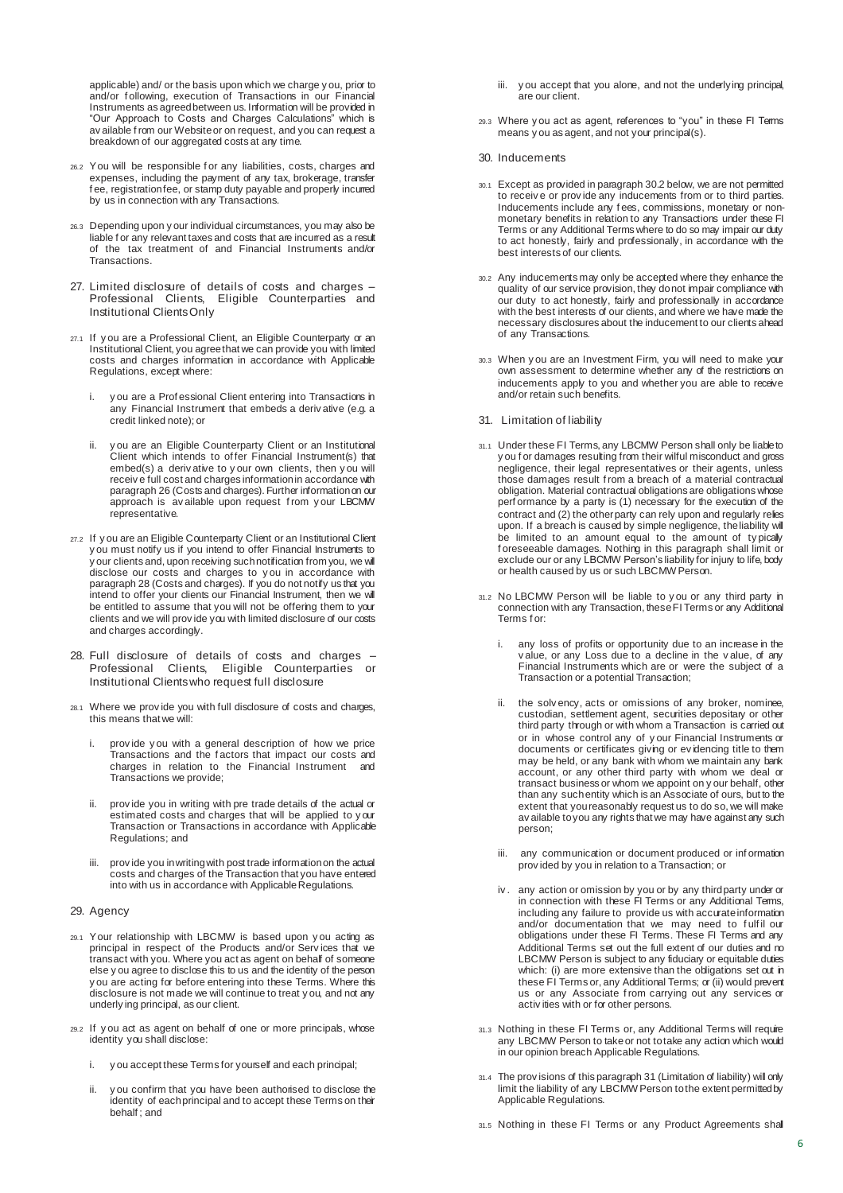applicable) and/ or the basis upon which we charge you, prior to and/or following, execution of Transactions in our Financial Instruments as agreed between us. Information will be provided in "Our Approach to Costs and Charges Calculations" which is available from our Website or on request, and you can request a breakdown of our aggregated costs at any time.

26.2 You will be responsible for any liabilities, costs, charges and expenses, including the payment of any tax, brokerage, transfer fee, registration fee, or stamp duty payable and properly incurred by us in connection with any Transactions.

26.3 Depending upon your individual circumstances, you may also be liable for any relevant taxes and costs that are incurred as a result of the tax treatment of and Financial Instruments and/or Transactions.

## 27. Limited disclosure of details of costs and charges – Professional Clients, Eligible Counterparties and Institutional Clients Only

27.1 If you are a Professional Client, an Eligible Counterparty or an Institutional Client, you agree that we can provide you with limited costs and charges information in accordance with Applicable Regulations, except where:

i. you are a Professional Client entering into Transactions in any Financial Instrument that embeds a derivative (e.g. a credit linked note); or

ii. you are an Eligible Counterparty Client or an Institutional Client which intends to offer Financial Instrument(s) that embed(s) a derivative to your own clients, then you will receive full cost and charges information in accordance with paragraph 26 (Costs and charges). Further information on our approach is available upon request from your LBCMW representative.

27.2 If you are an Eligible Counterparty Client or an Institutional Client you must notify us if you intend to offer Financial Instruments to your clients and, upon receiving such notification from you, we will disclose our costs and charges to you in accordance with paragraph 28 (Costs and charges). If you do not notify us that you intend to offer your clients our Financial Instrument, then we will be entitled to assume that you will not be offering them to your clients and we will provide you with limited disclosure of our costs and charges accordingly.

## 28. Full disclosure of details of costs and charges – Professional Clients, Eligible Counterparties or Institutional Clients who request full disclosure

28.1 Where we provide you with full disclosure of costs and charges, this means that we will:

i. provide you with a general description of how we price Transactions and the factors that impact our costs and charges in relation to the Financial Instrument and Transactions we provide;

ii. provide you in writing with pre trade details of the actual or estimated costs and charges that will be applied to your Transaction or Transactions in accordance with Applicable Regulations; and

iii. provide you in writing with post trade information on the actual costs and charges of the Transaction that you have entered into with us in accordance with Applicable Regulations.

## 29. Agency

29.1 Your relationship with LBCMW is based upon you acting as principal in respect of the Products and/or Services that we transact with you. Where you act as agent on behalf of someone else you agree to disclose this to us and the identity of the person you are acting for before entering into these Terms. Where this disclosure is not made we will continue to treat you, and not any underlying principal, as our client.

29.2 If you act as agent on behalf of one or more principals, whose identity you shall disclose:

i. you accept these Terms for yourself and each principal;

ii. you confirm that you have been authorised to disclose the identity of each principal and to accept these Terms on their behalf; and

iii. you accept that you alone, and not the underlying principal, are our client.

29.3 Where you act as agent, references to "you" in these FI Terms means you as agent, and not your principal(s).

## 30. Inducements

30.1 Except as provided in paragraph 30.2 below, we are not permitted to receive or provide any inducements from or to third parties. Inducements include any fees, commissions, monetary or non-monetary benefits in relation to any Transactions under these FI Terms or any Additional Terms where to do so may impair our duty to act honestly, fairly and professionally, in accordance with the best interests of our clients.

30.2 Any inducements may only be accepted where they enhance the quality of our service provision, they do not impair compliance with our duty to act honestly, fairly and professionally in accordance with the best interests of our clients, and where we have made the necessary disclosures about the inducement to our clients ahead of any Transactions.

30.3 When you are an Investment Firm, you will need to make your own assessment to determine whether any of the restrictions on inducements apply to you and whether you are able to receive and/or retain such benefits.

## 31. Limitation of liability

31.1 Under these FI Terms, any LBCMW Person shall only be liable to you for damages resulting from their wilful misconduct and gross negligence, their legal representatives or their agents, unless those damages result from a breach of a material contractual obligation. Material contractual obligations are obligations whose performance by a party is (1) necessary for the execution of the contract and (2) the other party can rely upon and regularly relies upon. If a breach is caused by simple negligence, the liability will be limited to an amount equal to the amount of typically foreseeable damages. Nothing in this paragraph shall limit or exclude our or any LBCMW Person's liability for injury to life, body or health caused by us or such LBCMW Person.

31.2 No LBCMW Person will be liable to you or any third party in connection with any Transaction, these FI Terms or any Additional Terms for:

i. any loss of profits or opportunity due to an increase in the value, or any Loss due to a decline in the value, of any Financial Instruments which are or were the subject of a Transaction or a potential Transaction;

ii. the solvency, acts or omissions of any broker, nominee, custodian, settlement agent, securities depositary or other third party through or with whom a Transaction is carried out or in whose control any of your Financial Instruments or documents or certificates giving or evidencing title to them may be held, or any bank with whom we maintain any bank account, or any other third party with whom we deal or transact business or whom we appoint on your behalf, other than any such entity which is an Associate of ours, but to the extent that you reasonably request us to do so, we will make available to you any rights that we may have against any such person;

iii. any communication or document produced or information provided by you in relation to a Transaction; or

iv. any action or omission by you or by any third party under or in connection with these FI Terms or any Additional Terms, including any failure to provide us with accurate information and/or documentation that we may need to fulfil our obligations under these FI Terms. These FI Terms and any Additional Terms set out the full extent of our duties and no LBCMW Person is subject to any fiduciary or equitable duties which: (i) are more extensive than the obligations set out in these FI Terms or, any Additional Terms; or (ii) would prevent us or any Associate from carrying out any services or activities with or for other persons.

31.3 Nothing in these FI Terms or, any Additional Terms will require any LBCMW Person to take or not to take any action which would in our opinion breach Applicable Regulations.

31.4 The provisions of this paragraph 31 (Limitation of liability) will only limit the liability of any LBCMW Person to the extent permitted by Applicable Regulations.

31.5 Nothing in these FI Terms or any Product Agreements shall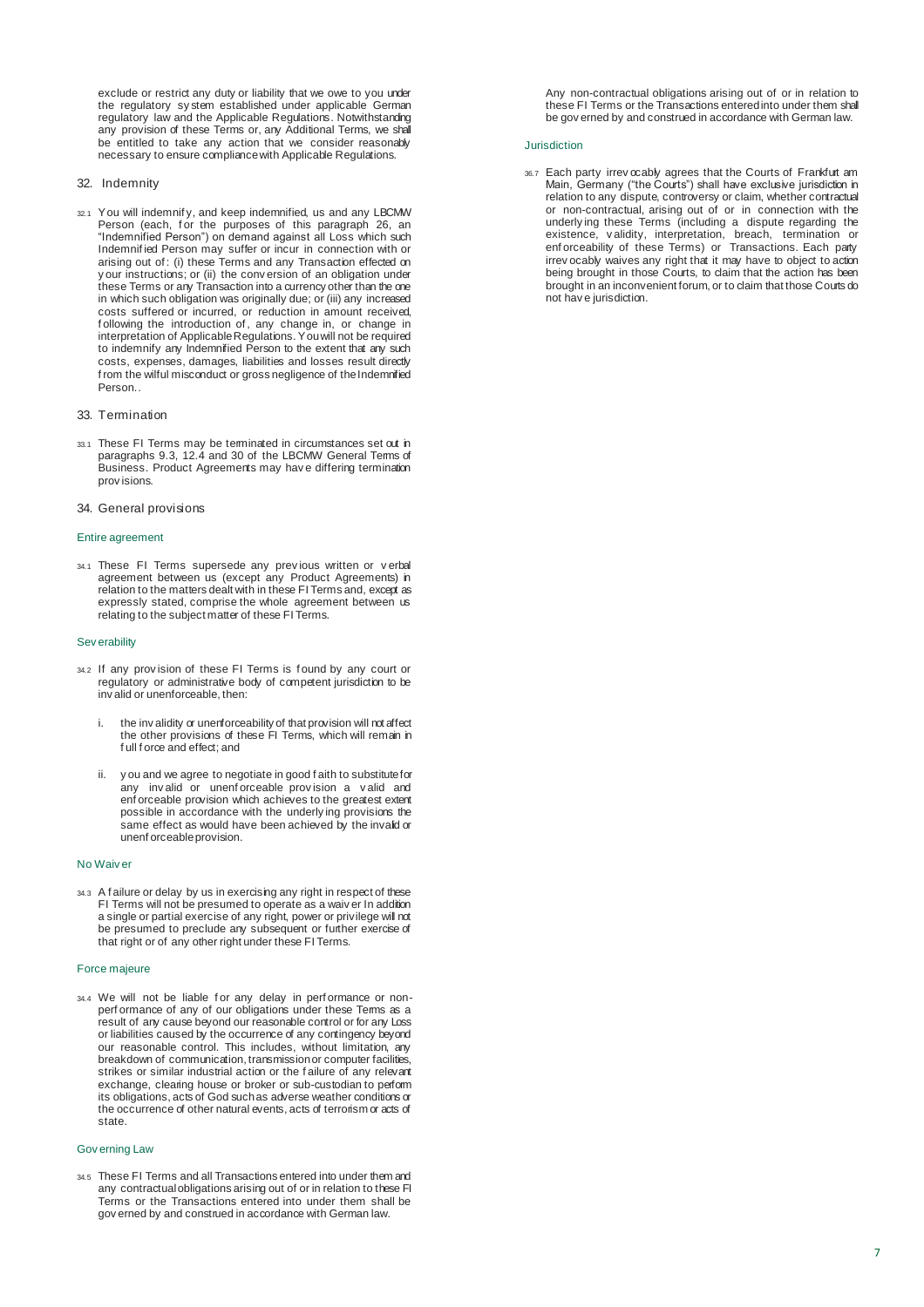exclude or restrict any duty or liability that we owe to you under the regulatory system established under applicable German regulatory law and the Applicable Regulations. Notwithstanding any provision of these Terms or, any Additional Terms, we shall be entitled to take any action that we consider reasonably necessary to ensure compliance with Applicable Regulations.

## 32. Indemnity

32.1 You will indemnify, and keep indemnified, us and any LBCMW Person (each, for the purposes of this paragraph 26, an "Indemnified Person") on demand against all Loss which such Indemnified Person may suffer or incur in connection with or arising out of: (i) these Terms and any Transaction effected on your instructions; or (ii) the conversion of an obligation under these Terms or any Transaction into a currency other than the one in which such obligation was originally due; or (iii) any increased costs suffered or incurred, or reduction in amount received, following the introduction of, any change in, or change in interpretation of Applicable Regulations. You will not be required to indemnify any Indemnified Person to the extent that any such costs, expenses, damages, liabilities and losses result directly from the wilful misconduct or gross negligence of the Indemnified Person..

## 33. Termination

33.1 These FI Terms may be terminated in circumstances set out in paragraphs 9.3, 12.4 and 30 of the LBCMW General Terms of Business. Product Agreements may have differing termination provisions.

## 34. General provisions

### Entire agreement

34.1 These FI Terms supersede any previous written or verbal agreement between us (except any Product Agreements) in relation to the matters dealt with in these FI Terms and, except as expressly stated, comprise the whole agreement between us relating to the subject matter of these FI Terms.

### Severability

34.2 If any provision of these FI Terms is found by any court or regulatory or administrative body of competent jurisdiction to be invalid or unenforceable, then:

i. the invalidity or unenforceability of that provision will not affect the other provisions of these FI Terms, which will remain in full force and effect; and

ii. you and we agree to negotiate in good faith to substitute for any invalid or unenforceable provision a valid and enforceable provision which achieves to the greatest extent possible in accordance with the underlying provisions the same effect as would have been achieved by the invalid or unenforceable provision.

### No Waiver

34.3 A failure or delay by us in exercising any right in respect of these FI Terms will not be presumed to operate as a waiver In addition a single or partial exercise of any right, power or privilege will not be presumed to preclude any subsequent or further exercise of that right or of any other right under these FI Terms.

### Force majeure

34.4 We will not be liable for any delay in performance or non-performance of any of our obligations under these Terms as a result of any cause beyond our reasonable control or for any Loss or liabilities caused by the occurrence of any contingency beyond our reasonable control. This includes, without limitation, any breakdown of communication, transmission or computer facilities, strikes or similar industrial action or the failure of any relevant exchange, clearing house or broker or sub-custodian to perform its obligations, acts of God such as adverse weather conditions or the occurrence of other natural events, acts of terrorism or acts of state.

### Governing Law

34.5 These FI Terms and all Transactions entered into under them and any contractual obligations arising out of or in relation to these FI Terms or the Transactions entered into under them shall be governed by and construed in accordance with German law.

Any non-contractual obligations arising out of or in relation to these FI Terms or the Transactions entered into under them shall be governed by and construed in accordance with German law.

### Jurisdiction

36.7 Each party irrevocably agrees that the Courts of Frankfurt am Main, Germany ("the Courts") shall have exclusive jurisdiction in relation to any dispute, controversy or claim, whether contractual or non-contractual, arising out of or in connection with the underlying these Terms (including a dispute regarding the existence, validity, interpretation, breach, termination or enforceability of these Terms) or Transactions. Each party irrevocably waives any right that it may have to object to action being brought in those Courts, to claim that the action has been brought in an inconvenient forum, or to claim that those Courts do not have jurisdiction.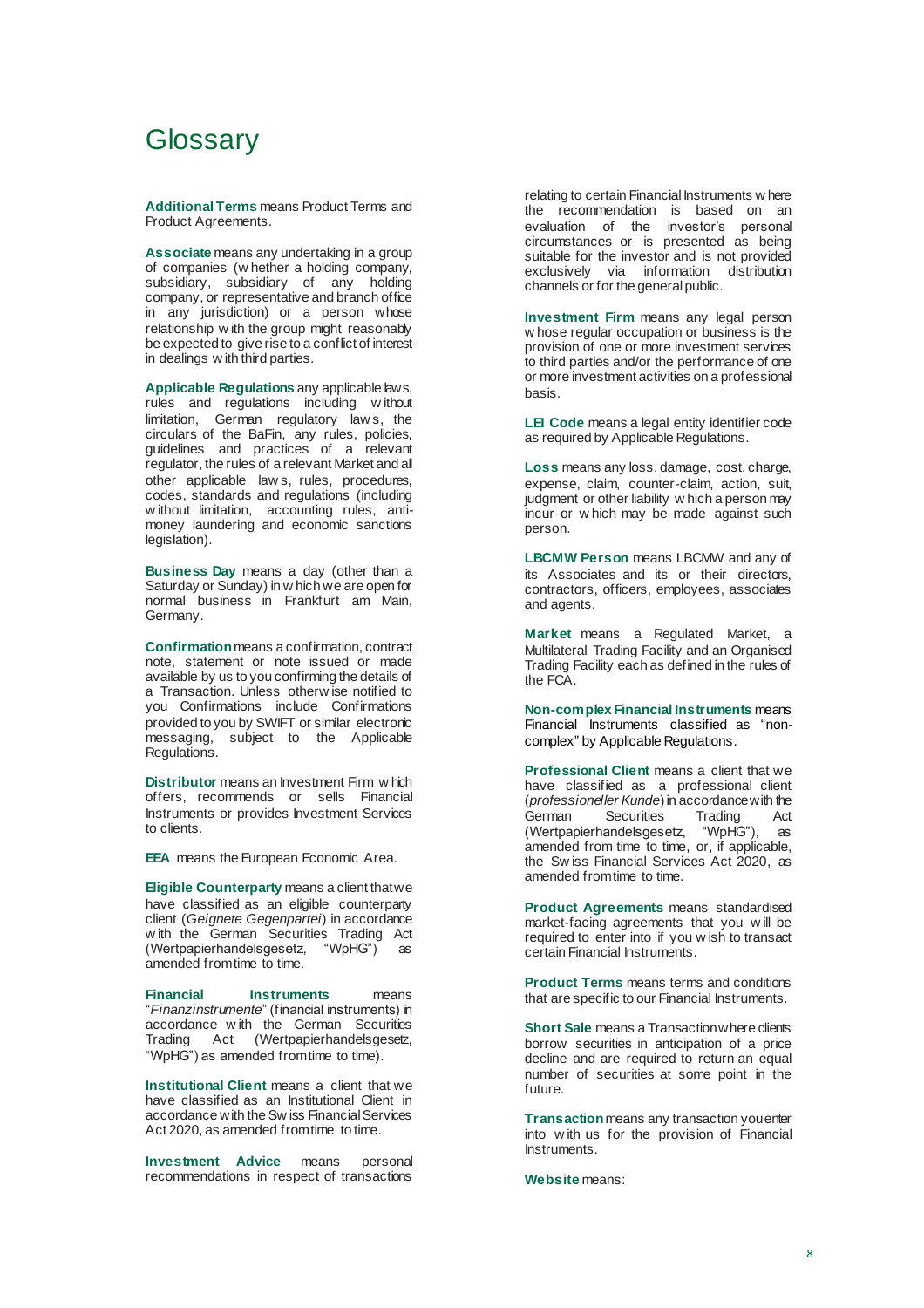# Glossary

**Additional Terms** means Product Terms and Product Agreements.

**Associate** means any undertaking in a group of companies (whether a holding company, subsidiary, subsidiary of any holding company, or representative and branch office in any jurisdiction) or a person whose relationship with the group might reasonably be expected to give rise to a conflict of interest in dealings with third parties.

**Applicable Regulations** any applicable laws, rules and regulations including without limitation, German regulatory laws, the circulars of the BaFin, any rules, policies, guidelines and practices of a relevant regulator, the rules of a relevant Market and all other applicable laws, rules, procedures, codes, standards and regulations (including without limitation, accounting rules, anti-money laundering and economic sanctions legislation).

**Business Day** means a day (other than a Saturday or Sunday) in which we are open for normal business in Frankfurt am Main, Germany.

**Confirmation** means a confirmation, contract note, statement or note issued or made available by us to you confirming the details of a Transaction. Unless otherwise notified to you Confirmations include Confirmations provided to you by SWIFT or similar electronic messaging, subject to the Applicable Regulations.

**Distributor** means an Investment Firm which offers, recommends or sells Financial Instruments or provides Investment Services to clients.

**EEA** means the European Economic Area.

**Eligible Counterparty** means a client that we have classified as an eligible counterparty client (*Geignete Gegenpartei*) in accordance with the German Securities Trading Act (Wertpapierhandelsgesetz, "WpHG") as amended from time to time.

**Financial Instruments** means "*Finanzinstrumente*" (financial instruments) in accordance with the German Securities Trading Act (Wertpapierhandelsgesetz, "WpHG") as amended from time to time).

**Institutional Client** means a client that we have classified as an Institutional Client in accordance with the Swiss Financial Services Act 2020, as amended from time to time.

**Investment Advice** means personal recommendations in respect of transactions relating to certain Financial Instruments where the recommendation is based on an evaluation of the investor's personal circumstances or is presented as being suitable for the investor and is not provided exclusively via information distribution channels or for the general public.

**Investment Firm** means any legal person whose regular occupation or business is the provision of one or more investment services to third parties and/or the performance of one or more investment activities on a professional basis.

**LEI Code** means a legal entity identifier code as required by Applicable Regulations.

**Loss** means any loss, damage, cost, charge, expense, claim, counter-claim, action, suit, judgment or other liability which a person may incur or which may be made against such person.

**LBCMW Person** means LBCMW and any of its Associates and its or their directors, contractors, officers, employees, associates and agents.

**Market** means a Regulated Market, a Multilateral Trading Facility and an Organised Trading Facility each as defined in the rules of the FCA.

**Non-complex Financial Instruments** means Financial Instruments classified as "non-complex" by Applicable Regulations.

**Professional Client** means a client that we have classified as a professional client (*professioneller Kunde*) in accordance with the German Securities Trading Act (Wertpapierhandelsgesetz, "WpHG"), as amended from time to time, or, if applicable, the Swiss Financial Services Act 2020, as amended from time to time.

**Product Agreements** means standardised market-facing agreements that you will be required to enter into if you wish to transact certain Financial Instruments.

**Product Terms** means terms and conditions that are specific to our Financial Instruments.

**Short Sale** means a Transaction where clients borrow securities in anticipation of a price decline and are required to return an equal number of securities at some point in the future.

**Transaction** means any transaction you enter into with us for the provision of Financial Instruments.

**Website** means: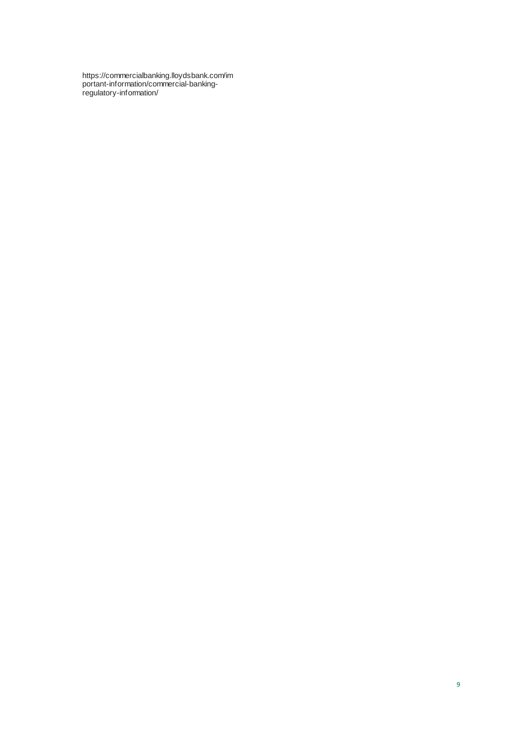https://commercialbanking.lloydsbank.com/important-information/commercial-banking-regulatory-information/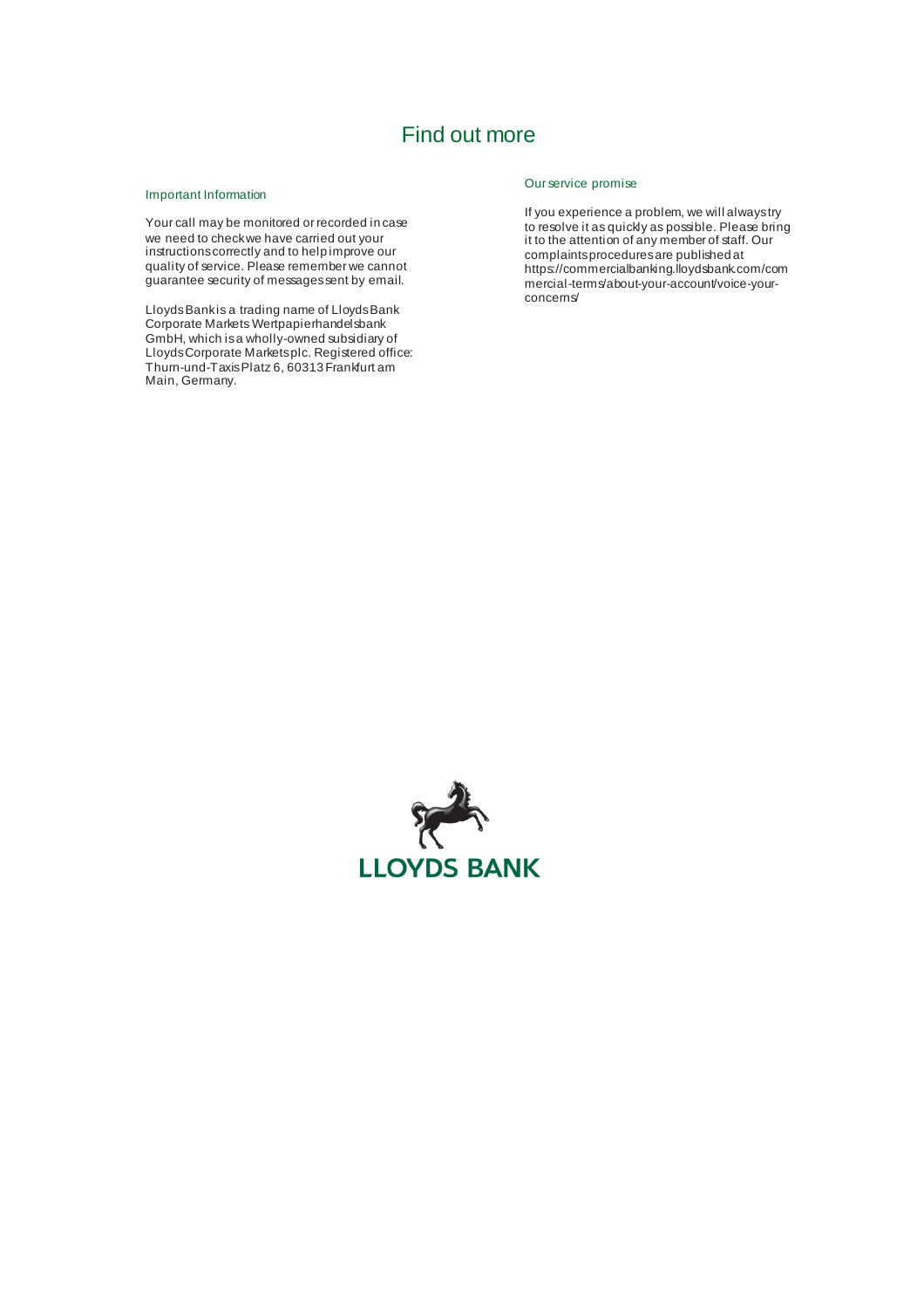# Find out more

### Important Information

Your call may be monitored or recorded in case we need to check we have carried out your instructions correctly and to help improve our quality of service. Please remember we cannot guarantee security of messages sent by email.

Lloyds Bank is a trading name of Lloyds Bank Corporate Markets Wertpapierhandelsbank GmbH, which is a wholly-owned subsidiary of Lloyds Corporate Markets plc. Registered office: Thurn-und-Taxis Platz 6, 60313 Frankfurt am Main, Germany.

### Our service promise

If you experience a problem, we will always try to resolve it as quickly as possible. Please bring it to the attention of any member of staff. Our complaints procedures are published at https://commercialbanking.lloydsbank.com/commercial-terms/about-your-account/voice-your-concerns/

LLOYDS BANK